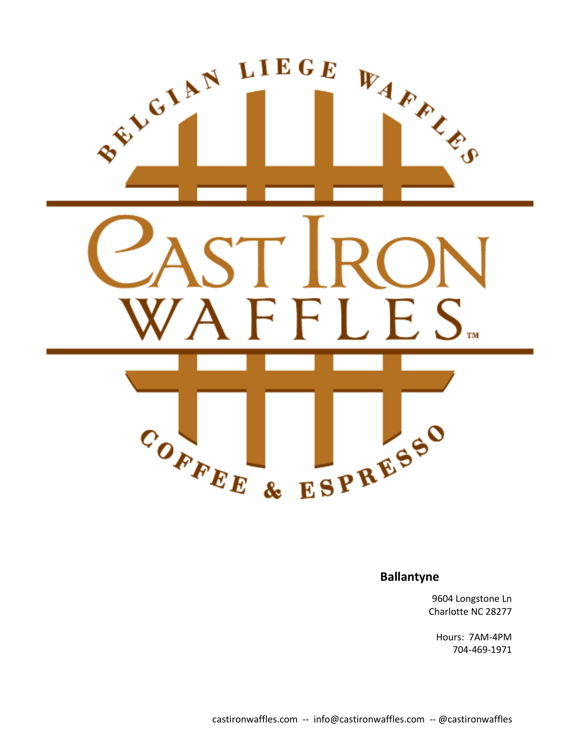BELGIAN LIEGE WAFFLES

# CAST IRON WAFFLES™

COFFEE & ESPRESSO

**Ballantyne**

9604 Longstone Ln
Charlotte NC 28277

Hours: 7AM-4PM
704-469-1971

castironwaffles.com -- info@castironwaffles.com -- @castironwaffles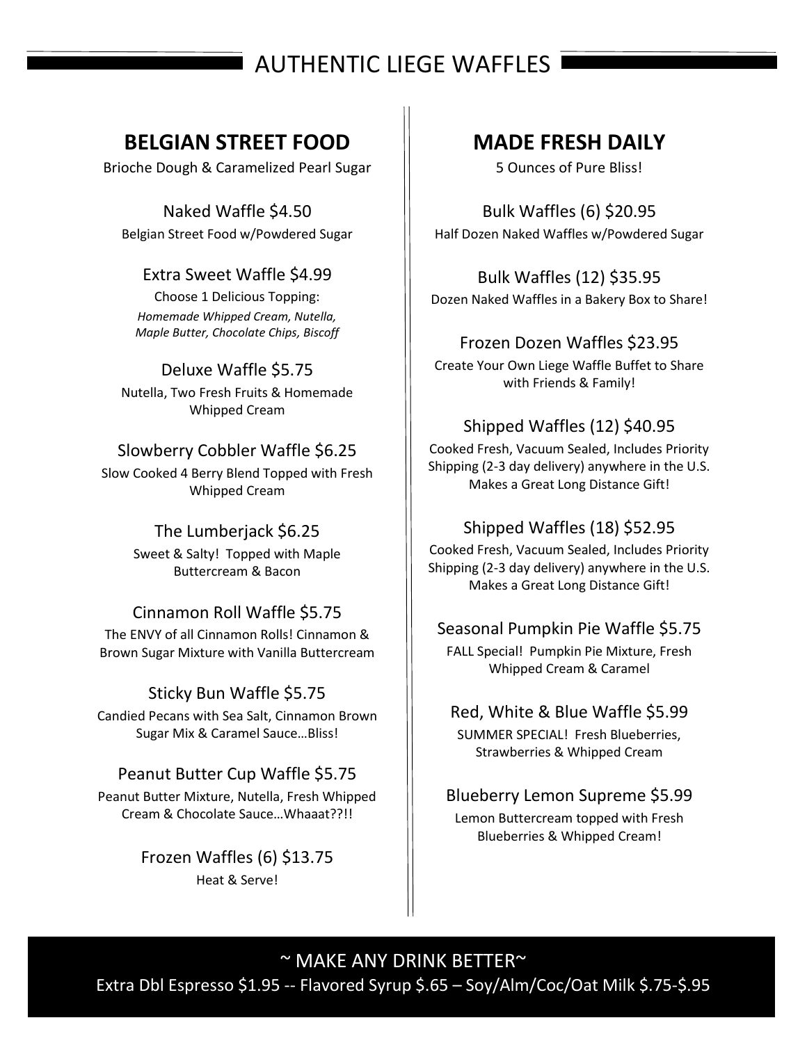# AUTHENTIC LIEGE WAFFLES

## BELGIAN STREET FOOD

Brioche Dough & Caramelized Pearl Sugar

### Naked Waffle $4.50

Belgian Street Food w/Powdered Sugar

### Extra Sweet Waffle $4.99

Choose 1 Delicious Topping:

*Homemade Whipped Cream, Nutella, Maple Butter, Chocolate Chips, Biscoff*

### Deluxe Waffle $5.75

Nutella, Two Fresh Fruits & Homemade Whipped Cream

### Slowberry Cobbler Waffle $6.25

Slow Cooked 4 Berry Blend Topped with Fresh Whipped Cream

### The Lumberjack $6.25

Sweet & Salty! Topped with Maple Buttercream & Bacon

### Cinnamon Roll Waffle $5.75

The ENVY of all Cinnamon Rolls! Cinnamon & Brown Sugar Mixture with Vanilla Buttercream

### Sticky Bun Waffle $5.75

Candied Pecans with Sea Salt, Cinnamon Brown Sugar Mix & Caramel Sauce…Bliss!

### Peanut Butter Cup Waffle $5.75

Peanut Butter Mixture, Nutella, Fresh Whipped Cream & Chocolate Sauce…Whaaat??!!

### Frozen Waffles (6) $13.75

Heat & Serve!

## MADE FRESH DAILY

5 Ounces of Pure Bliss!

### Bulk Waffles (6) $20.95

Half Dozen Naked Waffles w/Powdered Sugar

### Bulk Waffles (12) $35.95

Dozen Naked Waffles in a Bakery Box to Share!

### Frozen Dozen Waffles $23.95

Create Your Own Liege Waffle Buffet to Share with Friends & Family!

### Shipped Waffles (12) $40.95

Cooked Fresh, Vacuum Sealed, Includes Priority Shipping (2-3 day delivery) anywhere in the U.S. Makes a Great Long Distance Gift!

### Shipped Waffles (18) $52.95

Cooked Fresh, Vacuum Sealed, Includes Priority Shipping (2-3 day delivery) anywhere in the U.S. Makes a Great Long Distance Gift!

### Seasonal Pumpkin Pie Waffle $5.75

FALL Special! Pumpkin Pie Mixture, Fresh Whipped Cream & Caramel

### Red, White & Blue Waffle $5.99

SUMMER SPECIAL! Fresh Blueberries, Strawberries & Whipped Cream

### Blueberry Lemon Supreme $5.99

Lemon Buttercream topped with Fresh Blueberries & Whipped Cream!

## ~ MAKE ANY DRINK BETTER~

Extra Dbl Espresso $1.95 -- Flavored Syrup $.65 – Soy/Alm/Coc/Oat Milk $.75-$.95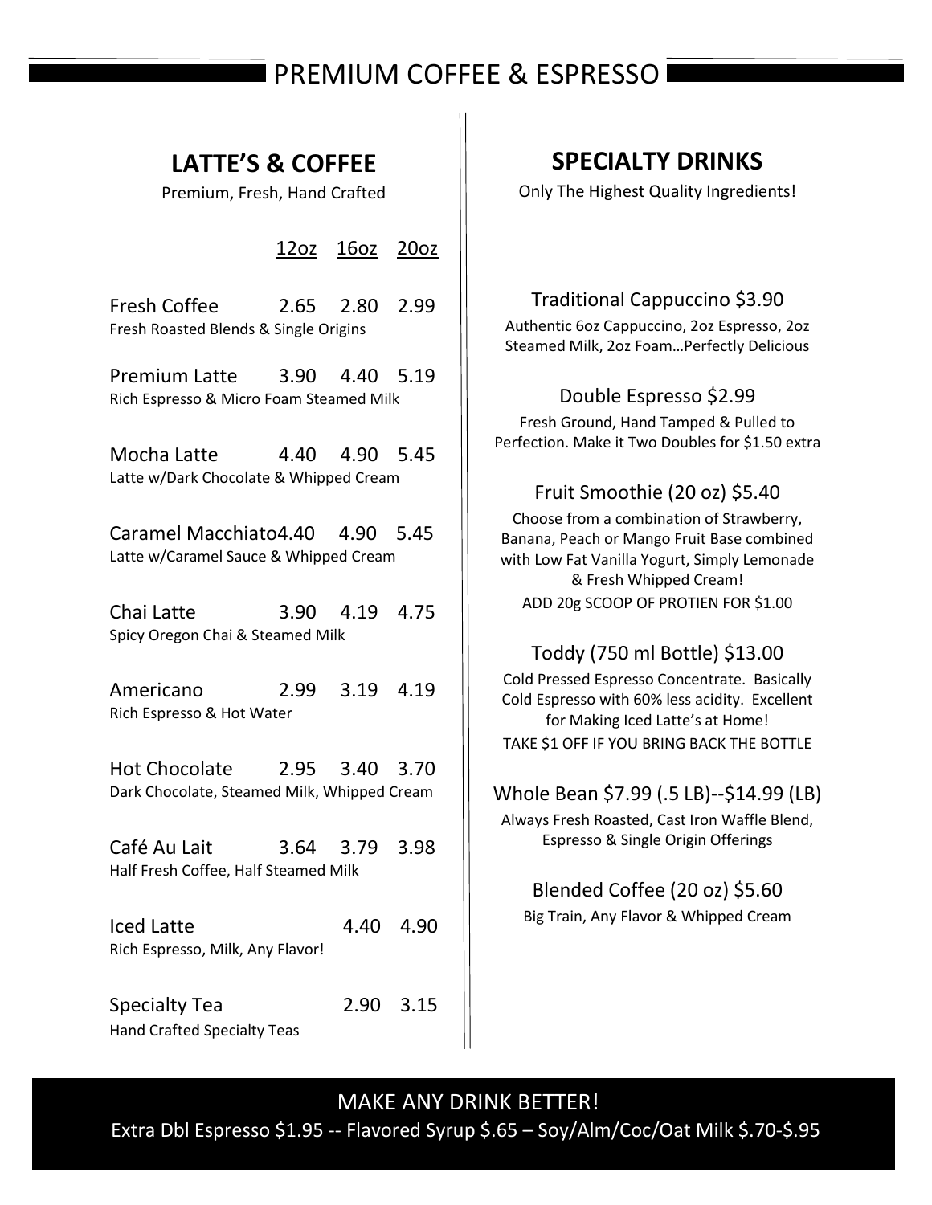# PREMIUM COFFEE & ESPRESSO

## LATTE'S & COFFEE

Premium, Fresh, Hand Crafted

| | 12oz | 16oz | 20oz |
|---|---|---|---|
| Fresh Coffee<br>Fresh Roasted Blends & Single Origins | 2.65 | 2.80 | 2.99 |
| Premium Latte<br>Rich Espresso & Micro Foam Steamed Milk | 3.90 | 4.40 | 5.19 |
| Mocha Latte<br>Latte w/Dark Chocolate & Whipped Cream | 4.40 | 4.90 | 5.45 |
| Caramel Macchiato<br>Latte w/Caramel Sauce & Whipped Cream | 4.40 | 4.90 | 5.45 |
| Chai Latte<br>Spicy Oregon Chai & Steamed Milk | 3.90 | 4.19 | 4.75 |
| Americano<br>Rich Espresso & Hot Water | 2.99 | 3.19 | 4.19 |
| Hot Chocolate<br>Dark Chocolate, Steamed Milk, Whipped Cream | 2.95 | 3.40 | 3.70 |
| Café Au Lait<br>Half Fresh Coffee, Half Steamed Milk | 3.64 | 3.79 | 3.98 |
| Iced Latte<br>Rich Espresso, Milk, Any Flavor! | | 4.40 | 4.90 |
| Specialty Tea<br>Hand Crafted Specialty Teas | | 2.90 | 3.15 |

## SPECIALTY DRINKS

Only The Highest Quality Ingredients!

**Traditional Cappuccino $3.90**

Authentic 6oz Cappuccino, 2oz Espresso, 2oz Steamed Milk, 2oz Foam…Perfectly Delicious

**Double Espresso $2.99**

Fresh Ground, Hand Tamped & Pulled to Perfection. Make it Two Doubles for $1.50 extra

**Fruit Smoothie (20 oz) $5.40**

Choose from a combination of Strawberry, Banana, Peach or Mango Fruit Base combined with Low Fat Vanilla Yogurt, Simply Lemonade & Fresh Whipped Cream!

ADD 20g SCOOP OF PROTIEN FOR $1.00

**Toddy (750 ml Bottle) $13.00**

Cold Pressed Espresso Concentrate. Basically Cold Espresso with 60% less acidity. Excellent for Making Iced Latte's at Home!

TAKE $1 OFF IF YOU BRING BACK THE BOTTLE

**Whole Bean $7.99 (.5 LB)--$14.99 (LB)**

Always Fresh Roasted, Cast Iron Waffle Blend, Espresso & Single Origin Offerings

**Blended Coffee (20 oz) $5.60**

Big Train, Any Flavor & Whipped Cream

---

**MAKE ANY DRINK BETTER!**

Extra Dbl Espresso $1.95 -- Flavored Syrup $.65 – Soy/Alm/Coc/Oat Milk $.70-$.95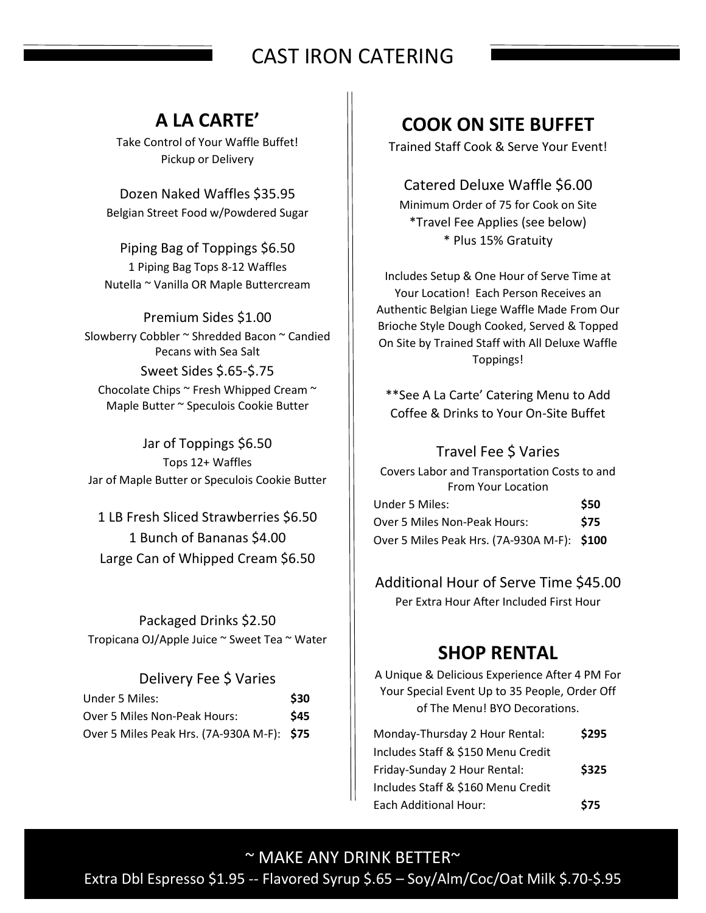# CAST IRON CATERING

## A LA CARTE'

Take Control of Your Waffle Buffet!
Pickup or Delivery

Dozen Naked Waffles $35.95
Belgian Street Food w/Powdered Sugar

Piping Bag of Toppings $6.50
1 Piping Bag Tops 8-12 Waffles
Nutella ~ Vanilla OR Maple Buttercream

Premium Sides $1.00
Slowberry Cobbler ~ Shredded Bacon ~ Candied Pecans with Sea Salt

Sweet Sides $.65-$.75
Chocolate Chips ~ Fresh Whipped Cream ~ Maple Butter ~ Speculois Cookie Butter

Jar of Toppings $6.50
Tops 12+ Waffles
Jar of Maple Butter or Speculois Cookie Butter

1 LB Fresh Sliced Strawberries $6.50
1 Bunch of Bananas $4.00
Large Can of Whipped Cream $6.50

Packaged Drinks $2.50
Tropicana OJ/Apple Juice ~ Sweet Tea ~ Water

Delivery Fee $ Varies

| | |
|---|---|
| Under 5 Miles: | **$30** |
| Over 5 Miles Non-Peak Hours: | **$45** |
| Over 5 Miles Peak Hrs. (7A-930A M-F): | **$75** |

## COOK ON SITE BUFFET

Trained Staff Cook & Serve Your Event!

Catered Deluxe Waffle $6.00
Minimum Order of 75 for Cook on Site
*Travel Fee Applies (see below)
* Plus 15% Gratuity

Includes Setup & One Hour of Serve Time at Your Location! Each Person Receives an Authentic Belgian Liege Waffle Made From Our Brioche Style Dough Cooked, Served & Topped On Site by Trained Staff with All Deluxe Waffle Toppings!

**See A La Carte' Catering Menu to Add Coffee & Drinks to Your On-Site Buffet

Travel Fee $ Varies
Covers Labor and Transportation Costs to and From Your Location

| | |
|---|---|
| Under 5 Miles: | **$50** |
| Over 5 Miles Non-Peak Hours: | **$75** |
| Over 5 Miles Peak Hrs. (7A-930A M-F): | **$100** |

Additional Hour of Serve Time $45.00
Per Extra Hour After Included First Hour

## SHOP RENTAL

A Unique & Delicious Experience After 4 PM For Your Special Event Up to 35 People, Order Off of The Menu! BYO Decorations.

| | |
|---|---|
| Monday-Thursday 2 Hour Rental: | **$295** |
| Includes Staff & $150 Menu Credit | |
| Friday-Sunday 2 Hour Rental: | **$325** |
| Includes Staff & $160 Menu Credit | |
| Each Additional Hour: | **$75** |

~ MAKE ANY DRINK BETTER~
Extra Dbl Espresso $1.95 -- Flavored Syrup $.65 – Soy/Alm/Coc/Oat Milk $.70-$.95